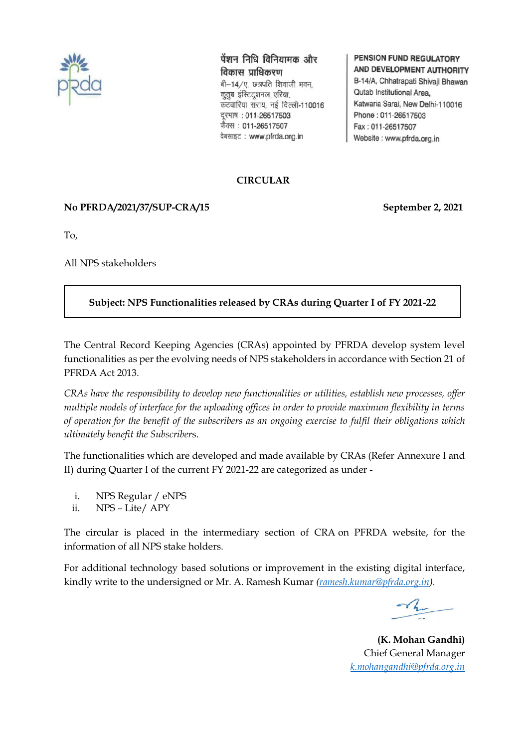पेंशन निधि विनियामक और विकास प्राधिकरण
बी–14/ए, छत्रपति शिवाजी भवन,
कुतुब इंस्टिट्यूशनल एरिया,
कटवारिया सराय, नई दिल्ली-110016
दूरभाष : 011-26517503
फैक्स : 011-26517507
वेबसाइट : www.pfrda.org.in

PENSION FUND REGULATORY AND DEVELOPMENT AUTHORITY
B-14/A, Chhatrapati Shivaji Bhawan
Qutab Institutional Area,
Katwaria Sarai, New Delhi-110016
Phone : 011-26517503
Fax : 011-26517507
Website : www.pfrda.org.in

**CIRCULAR**

**No PFRDA/2021/37/SUP-CRA/15** **September 2, 2021**

To,

All NPS stakeholders

**Subject: NPS Functionalities released by CRAs during Quarter I of FY 2021-22**

The Central Record Keeping Agencies (CRAs) appointed by PFRDA develop system level functionalities as per the evolving needs of NPS stakeholders in accordance with Section 21 of PFRDA Act 2013.

*CRAs have the responsibility to develop new functionalities or utilities, establish new processes, offer multiple models of interface for the uploading offices in order to provide maximum flexibility in terms of operation for the benefit of the subscribers as an ongoing exercise to fulfil their obligations which ultimately benefit the Subscriber*s.

The functionalities which are developed and made available by CRAs (Refer Annexure I and II) during Quarter I of the current FY 2021-22 are categorized as under -

i. NPS Regular / eNPS
ii. NPS – Lite/ APY

The circular is placed in the intermediary section of CRA on PFRDA website, for the information of all NPS stake holders.

For additional technology based solutions or improvement in the existing digital interface, kindly write to the undersigned or Mr. A. Ramesh Kumar *(ramesh.kumar@pfrda.org.in)*.

**(K. Mohan Gandhi)**
Chief General Manager
k.mohangandhi@pfrda.org.in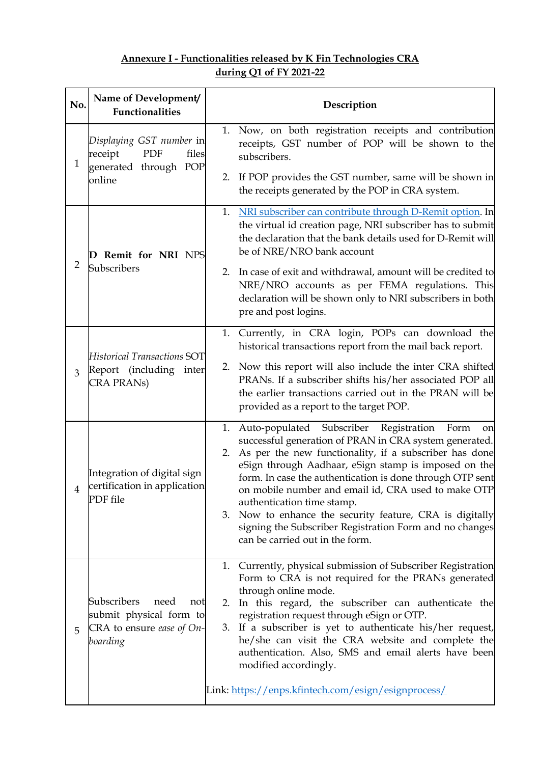**Annexure I - Functionalities released by K Fin Technologies CRA during Q1 of FY 2021-22**

| No. | Name of Development/ Functionalities | Description |
|---|---|---|
| 1 | *Displaying GST number* in receipt PDF files generated through POP online | 1. Now, on both registration receipts and contribution receipts, GST number of POP will be shown to the subscribers.<br>2. If POP provides the GST number, same will be shown in the receipts generated by the POP in CRA system. |
| 2 | **D Remit for NRI** NPS Subscribers | 1. NRI subscriber can contribute through D-Remit option. In the virtual id creation page, NRI subscriber has to submit the declaration that the bank details used for D-Remit will be of NRE/NRO bank account<br>2. In case of exit and withdrawal, amount will be credited to NRE/NRO accounts as per FEMA regulations. This declaration will be shown only to NRI subscribers in both pre and post logins. |
| 3 | *Historical Transactions* SOT Report (including inter CRA PRANs) | 1. Currently, in CRA login, POPs can download the historical transactions report from the mail back report.<br>2. Now this report will also include the inter CRA shifted PRANs. If a subscriber shifts his/her associated POP all the earlier transactions carried out in the PRAN will be provided as a report to the target POP. |
| 4 | Integration of digital sign certification in application PDF file | 1. Auto-populated Subscriber Registration Form on successful generation of PRAN in CRA system generated.<br>2. As per the new functionality, if a subscriber has done eSign through Aadhaar, eSign stamp is imposed on the form. In case the authentication is done through OTP sent on mobile number and email id, CRA used to make OTP authentication time stamp.<br>3. Now to enhance the security feature, CRA is digitally signing the Subscriber Registration Form and no changes can be carried out in the form. |
| 5 | Subscribers need not submit physical form to CRA to ensure *ease of On-boarding* | 1. Currently, physical submission of Subscriber Registration Form to CRA is not required for the PRANs generated through online mode.<br>2. In this regard, the subscriber can authenticate the registration request through eSign or OTP.<br>3. If a subscriber is yet to authenticate his/her request, he/she can visit the CRA website and complete the authentication. Also, SMS and email alerts have been modified accordingly.<br><br>Link: https://enps.kfintech.com/esign/esignprocess/ |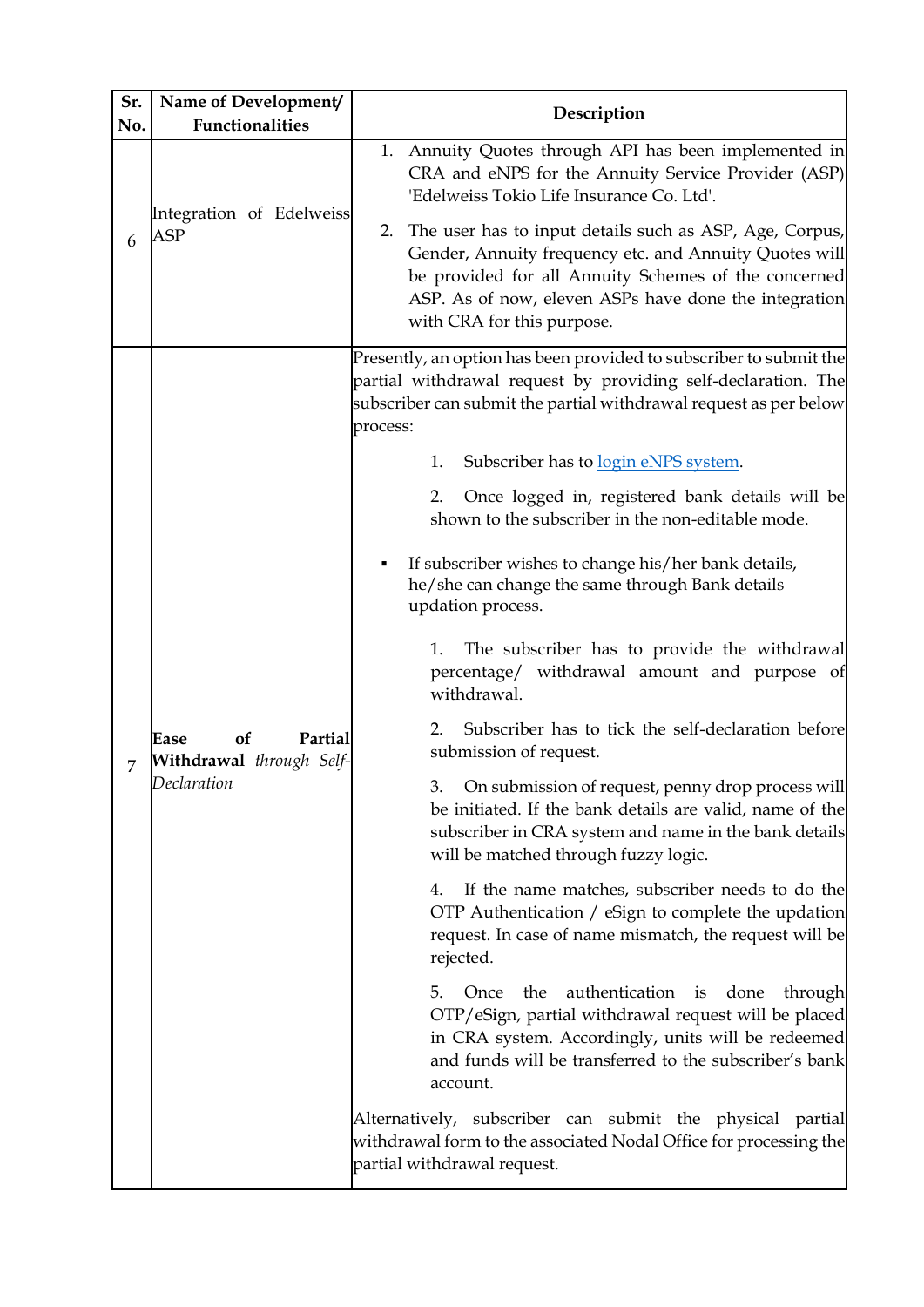| Sr. No. | Name of Development/ Functionalities | Description |
|---|---|---|
| 6 | Integration of Edelweiss ASP | 1. Annuity Quotes through API has been implemented in CRA and eNPS for the Annuity Service Provider (ASP) 'Edelweiss Tokio Life Insurance Co. Ltd'.<br><br>2. The user has to input details such as ASP, Age, Corpus, Gender, Annuity frequency etc. and Annuity Quotes will be provided for all Annuity Schemes of the concerned ASP. As of now, eleven ASPs have done the integration with CRA for this purpose. |
| 7 | **Ease of Partial Withdrawal** *through Self-Declaration* | Presently, an option has been provided to subscriber to submit the partial withdrawal request by providing self-declaration. The subscriber can submit the partial withdrawal request as per below process:<br><br>1. Subscriber has to [login eNPS system](login eNPS system).<br><br>2. Once logged in, registered bank details will be shown to the subscriber in the non-editable mode.<br><br>▪ If subscriber wishes to change his/her bank details, he/she can change the same through Bank details updation process.<br><br>1. The subscriber has to provide the withdrawal percentage/ withdrawal amount and purpose of withdrawal.<br><br>2. Subscriber has to tick the self-declaration before submission of request.<br><br>3. On submission of request, penny drop process will be initiated. If the bank details are valid, name of the subscriber in CRA system and name in the bank details will be matched through fuzzy logic.<br><br>4. If the name matches, subscriber needs to do the OTP Authentication / eSign to complete the updation request. In case of name mismatch, the request will be rejected.<br><br>5. Once the authentication is done through OTP/eSign, partial withdrawal request will be placed in CRA system. Accordingly, units will be redeemed and funds will be transferred to the subscriber's bank account.<br><br>Alternatively, subscriber can submit the physical partial withdrawal form to the associated Nodal Office for processing the partial withdrawal request. |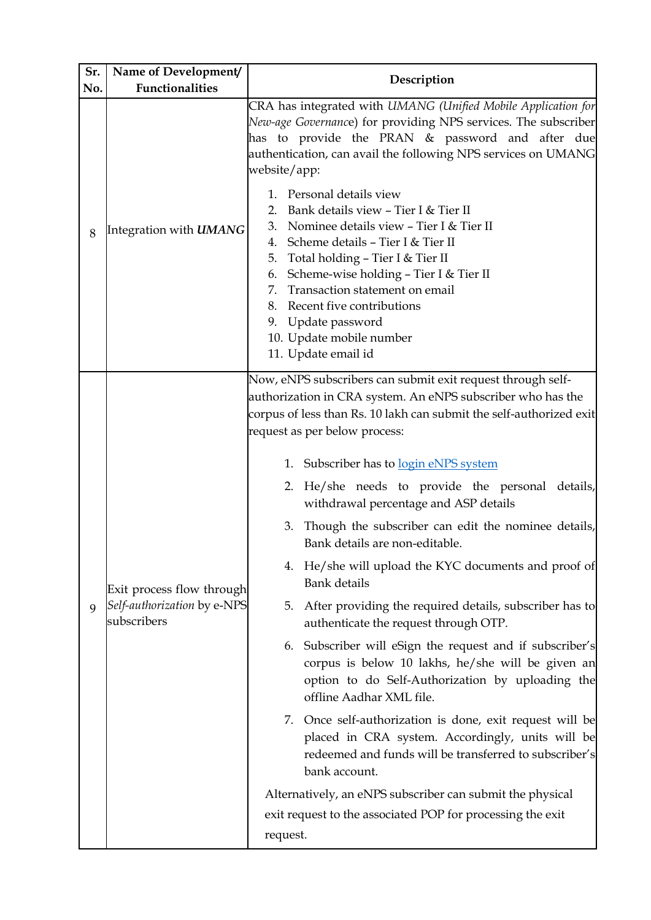| Sr. No. | Name of Development/ Functionalities | Description |
|---|---|---|
| 8 | Integration with ***UMANG*** | CRA has integrated with *UMANG (Unified Mobile Application for New-age Governance*) for providing NPS services. The subscriber has to provide the PRAN & password and after due authentication, can avail the following NPS services on UMANG website/app:<br><br>1. Personal details view<br>2. Bank details view – Tier I & Tier II<br>3. Nominee details view – Tier I & Tier II<br>4. Scheme details – Tier I & Tier II<br>5. Total holding – Tier I & Tier II<br>6. Scheme-wise holding – Tier I & Tier II<br>7. Transaction statement on email<br>8. Recent five contributions<br>9. Update password<br>10. Update mobile number<br>11. Update email id |
| 9 | Exit process flow through *Self-authorization* by e-NPS subscribers | Now, eNPS subscribers can submit exit request through self-authorization in CRA system. An eNPS subscriber who has the corpus of less than Rs. 10 lakh can submit the self-authorized exit request as per below process:<br><br>1. Subscriber has to login eNPS system<br>2. He/she needs to provide the personal details, withdrawal percentage and ASP details<br>3. Though the subscriber can edit the nominee details, Bank details are non-editable.<br>4. He/she will upload the KYC documents and proof of Bank details<br>5. After providing the required details, subscriber has to authenticate the request through OTP.<br>6. Subscriber will eSign the request and if subscriber's corpus is below 10 lakhs, he/she will be given an option to do Self-Authorization by uploading the offline Aadhar XML file.<br>7. Once self-authorization is done, exit request will be placed in CRA system. Accordingly, units will be redeemed and funds will be transferred to subscriber's bank account.<br><br>Alternatively, an eNPS subscriber can submit the physical exit request to the associated POP for processing the exit request. |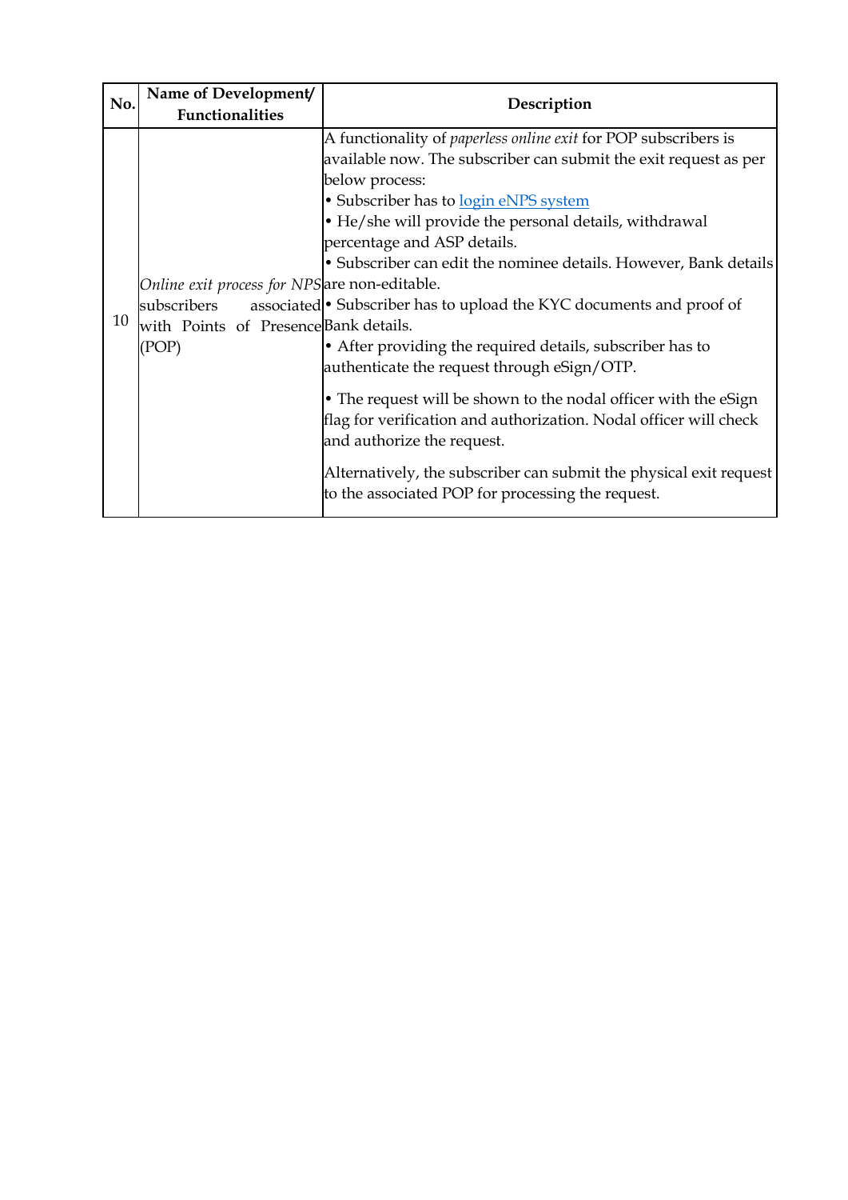| No. | Name of Development/ Functionalities | Description |
|---|---|---|
| 10 | *Online exit process for NPS* subscribers associated with Points of Presence (POP) | A functionality of *paperless online exit* for POP subscribers is available now. The subscriber can submit the exit request as per below process:<br>• Subscriber has to login eNPS system<br>• He/she will provide the personal details, withdrawal percentage and ASP details.<br>• Subscriber can edit the nominee details. However, Bank details are non-editable.<br>• Subscriber has to upload the KYC documents and proof of Bank details.<br>• After providing the required details, subscriber has to authenticate the request through eSign/OTP.<br>• The request will be shown to the nodal officer with the eSign flag for verification and authorization. Nodal officer will check and authorize the request.<br>Alternatively, the subscriber can submit the physical exit request to the associated POP for processing the request. |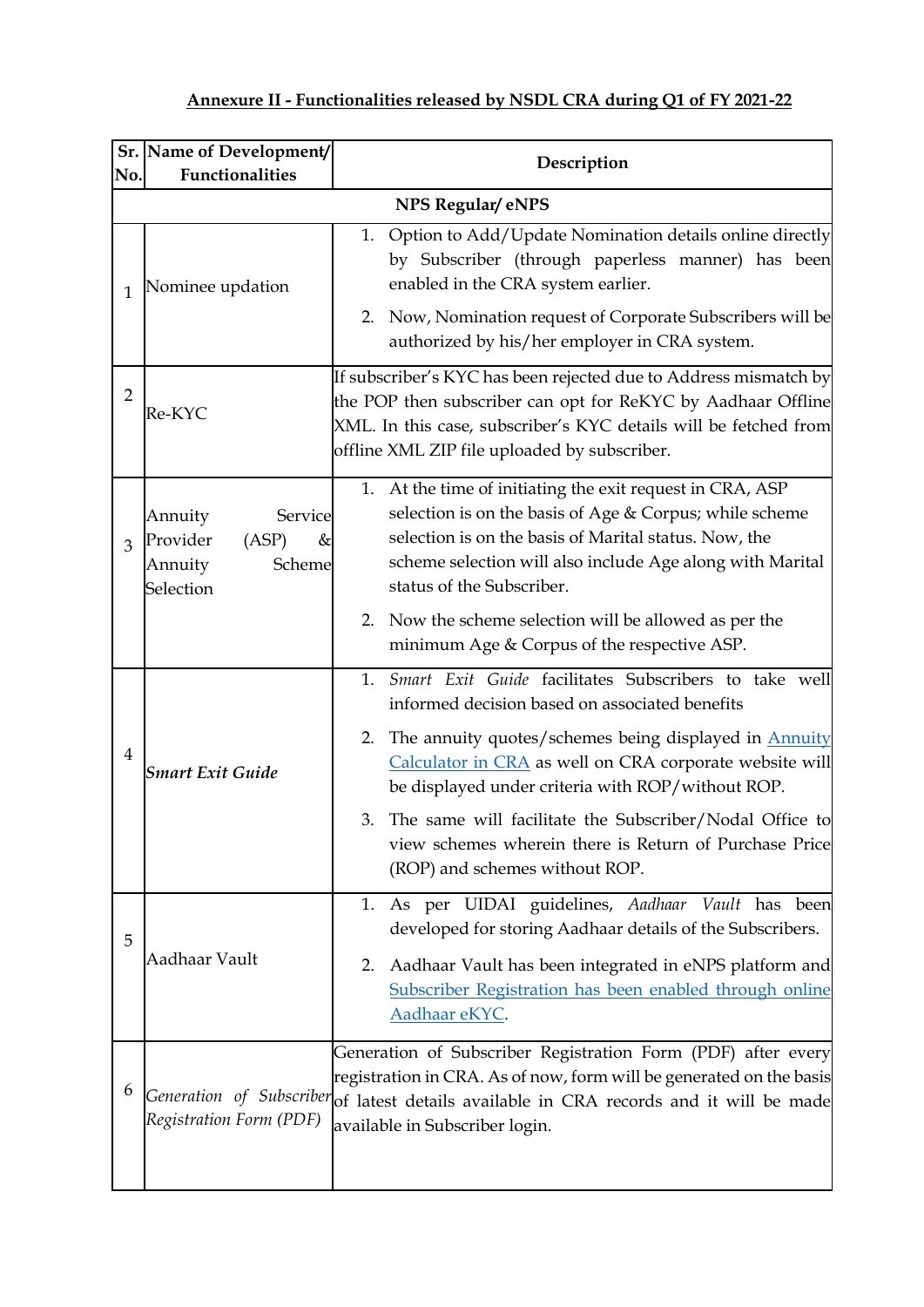**Annexure II - Functionalities released by NSDL CRA during Q1 of FY 2021-22**

| Sr. No. | Name of Development/ Functionalities | Description |
|---|---|---|
| **NPS Regular/ eNPS** | | |
| 1 | Nominee updation | 1. Option to Add/Update Nomination details online directly by Subscriber (through paperless manner) has been enabled in the CRA system earlier.<br>2. Now, Nomination request of Corporate Subscribers will be authorized by his/her employer in CRA system. |
| 2 | Re-KYC | If subscriber's KYC has been rejected due to Address mismatch by the POP then subscriber can opt for ReKYC by Aadhaar Offline XML. In this case, subscriber's KYC details will be fetched from offline XML ZIP file uploaded by subscriber. |
| 3 | Annuity Service Provider (ASP) & Annuity Scheme Selection | 1. At the time of initiating the exit request in CRA, ASP selection is on the basis of Age & Corpus; while scheme selection is on the basis of Marital status. Now, the scheme selection will also include Age along with Marital status of the Subscriber.<br>2. Now the scheme selection will be allowed as per the minimum Age & Corpus of the respective ASP. |
| 4 | ***Smart Exit Guide*** | 1. *Smart Exit Guide* facilitates Subscribers to take well informed decision based on associated benefits<br>2. The annuity quotes/schemes being displayed in Annuity Calculator in CRA as well on CRA corporate website will be displayed under criteria with ROP/without ROP.<br>3. The same will facilitate the Subscriber/Nodal Office to view schemes wherein there is Return of Purchase Price (ROP) and schemes without ROP. |
| 5 | Aadhaar Vault | 1. As per UIDAI guidelines, *Aadhaar Vault* has been developed for storing Aadhaar details of the Subscribers.<br>2. Aadhaar Vault has been integrated in eNPS platform and Subscriber Registration has been enabled through online Aadhaar eKYC. |
| 6 | *Generation of Subscriber Registration Form (PDF)* | Generation of Subscriber Registration Form (PDF) after every registration in CRA. As of now, form will be generated on the basis of latest details available in CRA records and it will be made available in Subscriber login. |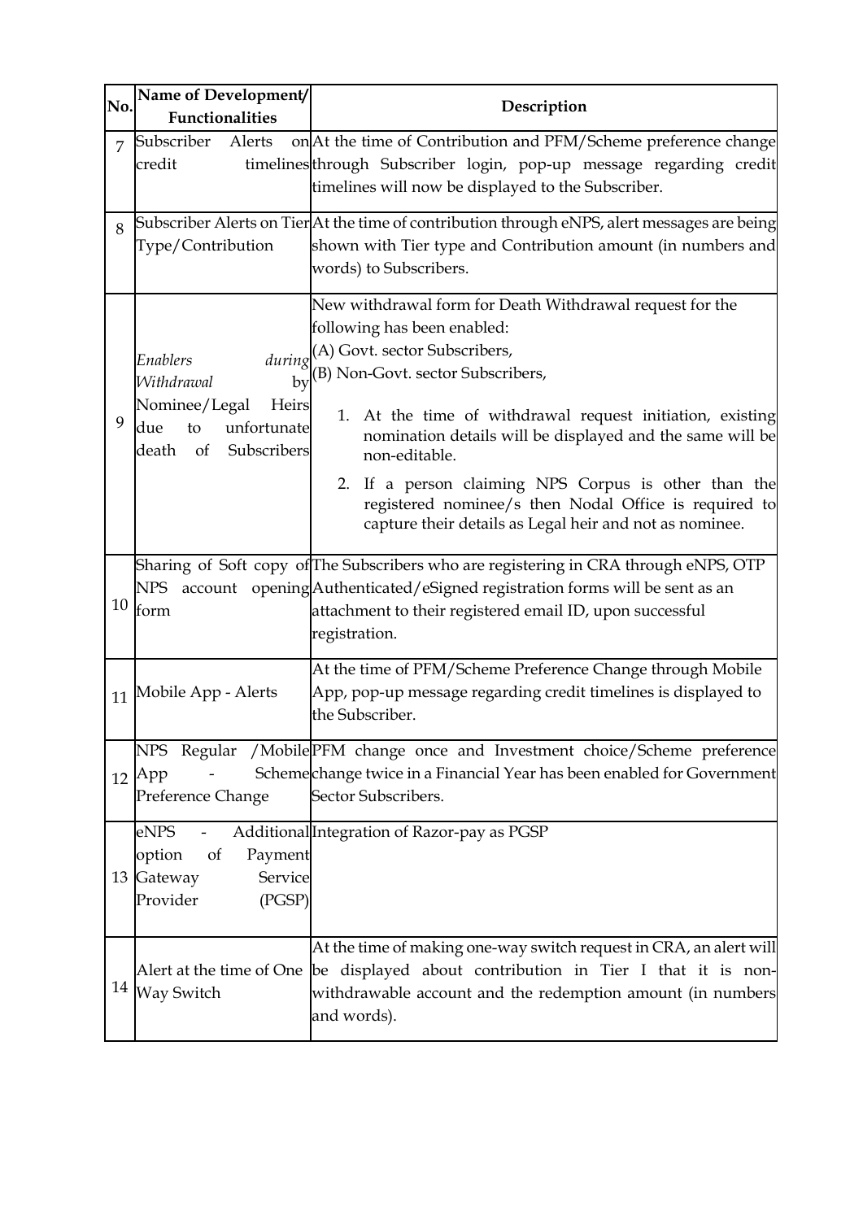| No. | Name of Development/ Functionalities | Description |
|---|---|---|
| 7 | Subscriber Alerts on credit timelines | At the time of Contribution and PFM/Scheme preference change through Subscriber login, pop-up message regarding credit timelines will now be displayed to the Subscriber. |
| 8 | Subscriber Alerts on Tier Type/Contribution | At the time of contribution through eNPS, alert messages are being shown with Tier type and Contribution amount (in numbers and words) to Subscribers. |
| 9 | *Enablers during Withdrawal by* Nominee/Legal Heirs due to unfortunate death of Subscribers | New withdrawal form for Death Withdrawal request for the following has been enabled:<br>(A) Govt. sector Subscribers,<br>(B) Non-Govt. sector Subscribers,<br>1. At the time of withdrawal request initiation, existing nomination details will be displayed and the same will be non-editable.<br>2. If a person claiming NPS Corpus is other than the registered nominee/s then Nodal Office is required to capture their details as Legal heir and not as nominee. |
| 10 | Sharing of Soft copy of NPS account opening form | The Subscribers who are registering in CRA through eNPS, OTP Authenticated/eSigned registration forms will be sent as an attachment to their registered email ID, upon successful registration. |
| 11 | Mobile App - Alerts | At the time of PFM/Scheme Preference Change through Mobile App, pop-up message regarding credit timelines is displayed to the Subscriber. |
| 12 | NPS Regular /Mobile App - Scheme Preference Change | PFM change once and Investment choice/Scheme preference change twice in a Financial Year has been enabled for Government Sector Subscribers. |
| 13 | eNPS - Additional option of Payment Gateway Service Provider (PGSP) | Integration of Razor-pay as PGSP |
| 14 | Alert at the time of One Way Switch | At the time of making one-way switch request in CRA, an alert will be displayed about contribution in Tier I that it is non-withdrawable account and the redemption amount (in numbers and words). |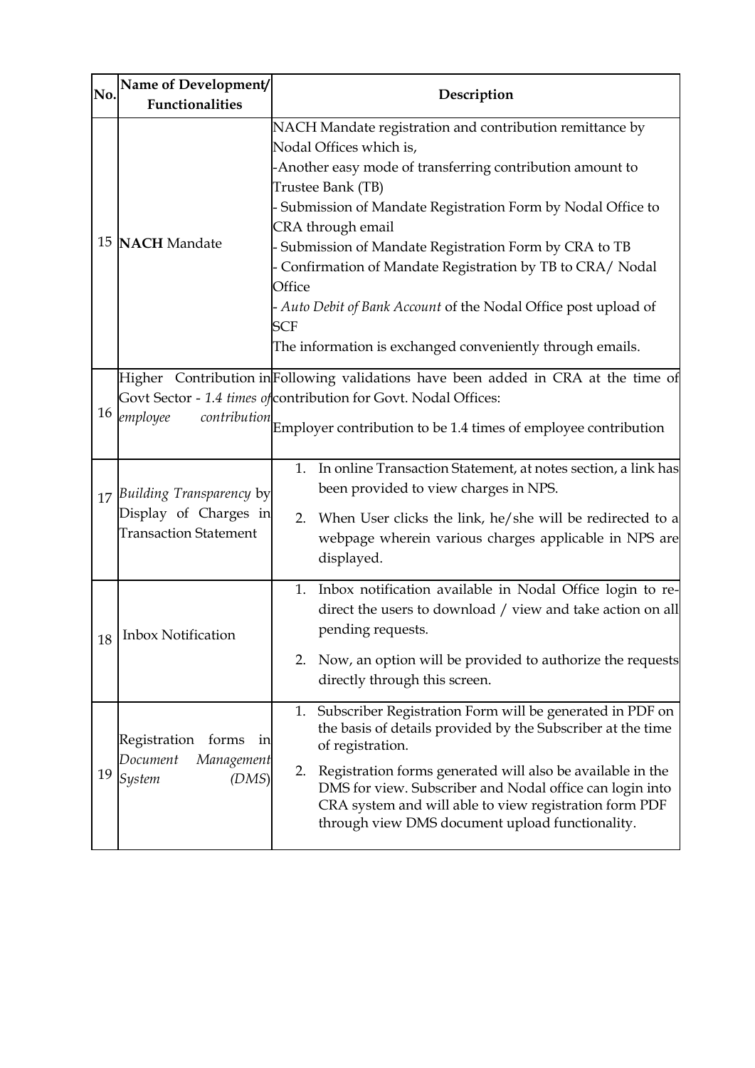| No. | Name of Development/ Functionalities | Description |
|---|---|---|
| 15 | **NACH** Mandate | NACH Mandate registration and contribution remittance by Nodal Offices which is,<br>-Another easy mode of transferring contribution amount to Trustee Bank (TB)<br>- Submission of Mandate Registration Form by Nodal Office to CRA through email<br>- Submission of Mandate Registration Form by CRA to TB<br>- Confirmation of Mandate Registration by TB to CRA/ Nodal Office<br>- *Auto Debit of Bank Account* of the Nodal Office post upload of SCF<br>The information is exchanged conveniently through emails. |
| 16 | Higher Contribution in Govt Sector - *1.4 times of employee contribution* | Following validations have been added in CRA at the time of contribution for Govt. Nodal Offices:<br>Employer contribution to be 1.4 times of employee contribution |
| 17 | *Building Transparency* by Display of Charges in Transaction Statement | 1. In online Transaction Statement, at notes section, a link has been provided to view charges in NPS.<br>2. When User clicks the link, he/she will be redirected to a webpage wherein various charges applicable in NPS are displayed. |
| 18 | Inbox Notification | 1. Inbox notification available in Nodal Office login to re-direct the users to download / view and take action on all pending requests.<br>2. Now, an option will be provided to authorize the requests directly through this screen. |
| 19 | Registration forms in *Document Management System (DMS)* | 1. Subscriber Registration Form will be generated in PDF on the basis of details provided by the Subscriber at the time of registration.<br>2. Registration forms generated will also be available in the DMS for view. Subscriber and Nodal office can login into CRA system and will able to view registration form PDF through view DMS document upload functionality. |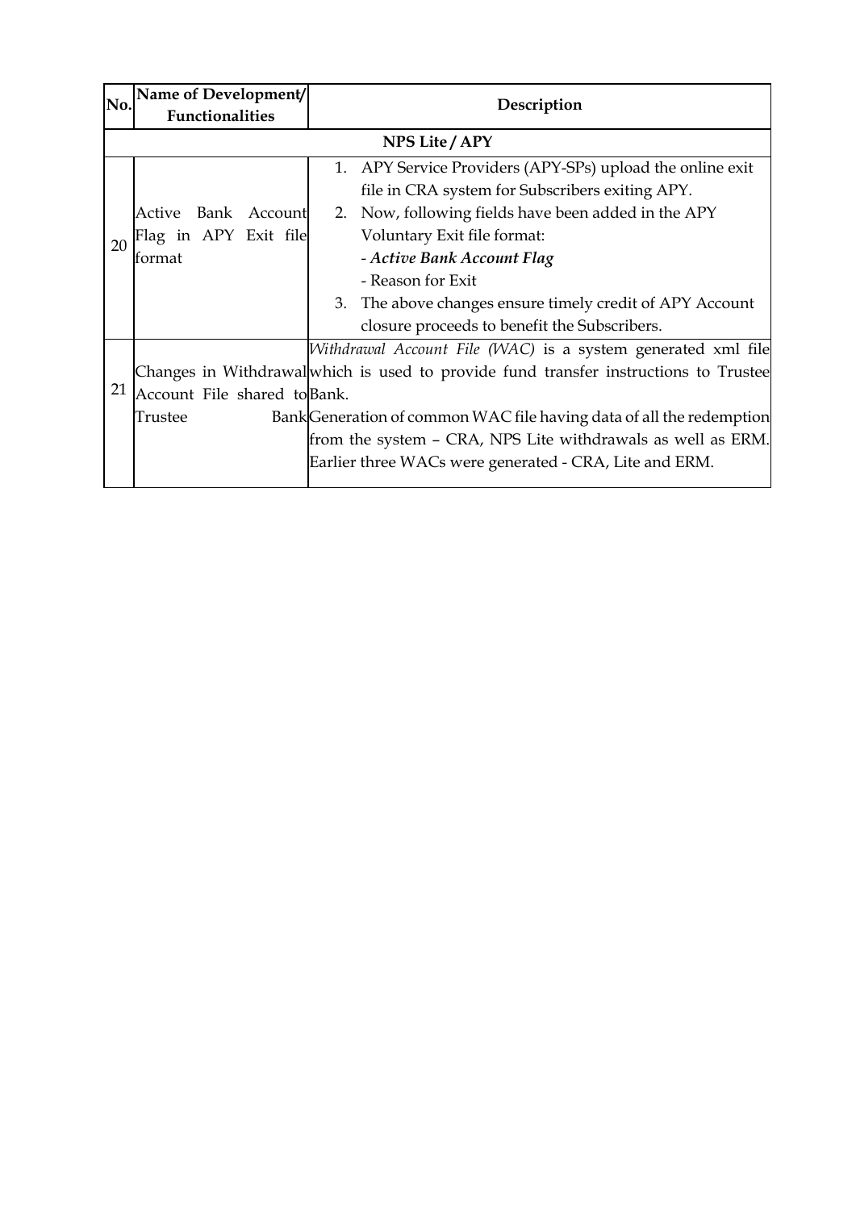| No. | Name of Development/ Functionalities | Description |
|---|---|---|
| | | **NPS Lite / APY** |
| 20 | Active Bank Account Flag in APY Exit file format | 1. APY Service Providers (APY-SPs) upload the online exit file in CRA system for Subscribers exiting APY.<br>2. Now, following fields have been added in the APY Voluntary Exit file format:<br>- ***Active Bank Account Flag***<br>- Reason for Exit<br>3. The above changes ensure timely credit of APY Account closure proceeds to benefit the Subscribers. |
| 21 | Changes in Withdrawal Account File shared to Trustee Bank. | *Withdrawal Account File (WAC)* is a system generated xml file which is used to provide fund transfer instructions to Trustee Bank.<br>Generation of common WAC file having data of all the redemption from the system – CRA, NPS Lite withdrawals as well as ERM. Earlier three WACs were generated - CRA, Lite and ERM. |